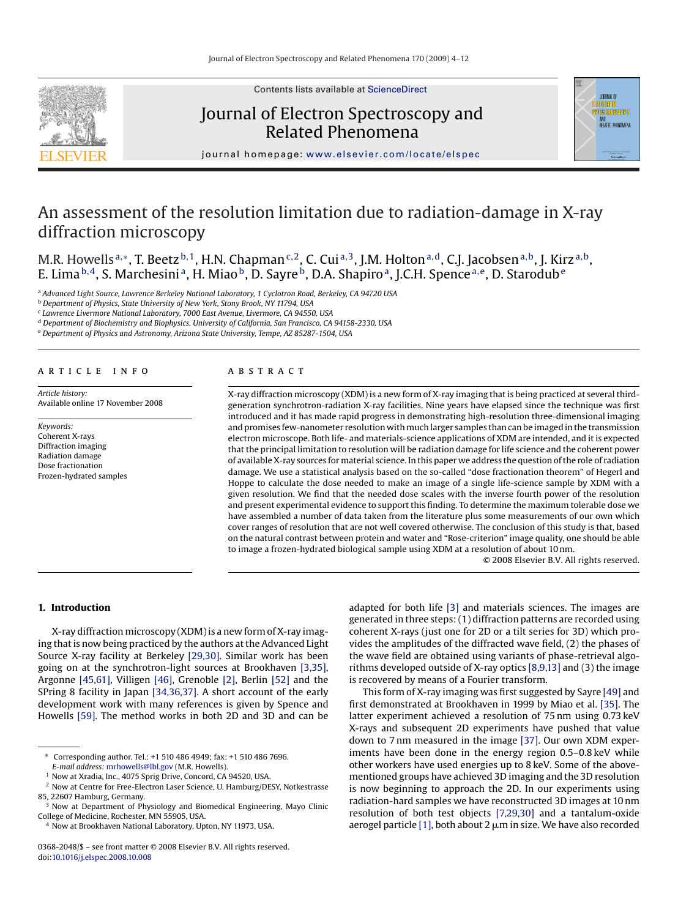# An assessment of the resolution limitation due to radiation-damage in X-ray diffraction microscopy

M.R. Howells[a,*], T. Beetz[b,1], H.N. Chapman[c,2], C. Cui[a,3], J.M. Holton[a,d], C.J. Jacobsen[a,b], J. Kirz[a,b], E. Lima[b,4], S. Marchesini[a], H. Miao[b], D. Sayre[b], D.A. Shapiro[a], J.C.H. Spence[a,e], D. Starodub[e]

[a] Advanced Light Source, Lawrence Berkeley National Laboratory, 1 Cyclotron Road, Berkeley, CA 94720 USA
[b] Department of Physics, State University of New York, Stony Brook, NY 11794, USA
[c] Lawrence Livermore National Laboratory, 7000 East Avenue, Livermore, CA 94550, USA
[d] Department of Biochemistry and Biophysics, University of California, San Francisco, CA 94158-2330, USA
[e] Department of Physics and Astronomy, Arizona State University, Tempe, AZ 85287-1504, USA

## ARTICLE INFO

*Article history:*
Available online 17 November 2008

*Keywords:*
Coherent X-rays
Diffraction imaging
Radiation damage
Dose fractionation
Frozen-hydrated samples

## ABSTRACT

X-ray diffraction microscopy (XDM) is a new form of X-ray imaging that is being practiced at several third-generation synchrotron-radiation X-ray facilities. Nine years have elapsed since the technique was first introduced and it has made rapid progress in demonstrating high-resolution three-dimensional imaging and promises few-nanometer resolution with much larger samples than can be imaged in the transmission electron microscope. Both life- and materials-science applications of XDM are intended, and it is expected that the principal limitation to resolution will be radiation damage for life science and the coherent power of available X-ray sources for material science. In this paper we address the question of the role of radiation damage. We use a statistical analysis based on the so-called "dose fractionation theorem" of Hegerl and Hoppe to calculate the dose needed to make an image of a single life-science sample by XDM with a given resolution. We find that the needed dose scales with the inverse fourth power of the resolution and present experimental evidence to support this finding. To determine the maximum tolerable dose we have assembled a number of data taken from the literature plus some measurements of our own which cover ranges of resolution that are not well covered otherwise. The conclusion of this study is that, based on the natural contrast between protein and water and "Rose-criterion" image quality, one should be able to image a frozen-hydrated biological sample using XDM at a resolution of about 10 nm.

© 2008 Elsevier B.V. All rights reserved.

## 1. Introduction

X-ray diffraction microscopy (XDM) is a new form of X-ray imaging that is now being practiced by the authors at the Advanced Light Source X-ray facility at Berkeley [29,30]. Similar work has been going on at the synchrotron-light sources at Brookhaven [3,35], Argonne [45,61], Villigen [46], Grenoble [2], Berlin [52] and the SPring 8 facility in Japan [34,36,37]. A short account of the early development work with many references is given by Spence and Howells [59]. The method works in both 2D and 3D and can be adapted for both life [3] and materials sciences. The images are generated in three steps: (1) diffraction patterns are recorded using coherent X-rays (just one for 2D or a tilt series for 3D) which provides the amplitudes of the diffracted wave field, (2) the phases of the wave field are obtained using variants of phase-retrieval algorithms developed outside of X-ray optics [8,9,13] and (3) the image is recovered by means of a Fourier transform.

This form of X-ray imaging was first suggested by Sayre [49] and first demonstrated at Brookhaven in 1999 by Miao et al. [35]. The latter experiment achieved a resolution of 75 nm using 0.73 keV X-rays and subsequent 2D experiments have pushed that value down to 7 nm measured in the image [37]. Our own XDM experiments have been done in the energy region 0.5–0.8 keV while other workers have used energies up to 8 keV. Some of the above-mentioned groups have achieved 3D imaging and the 3D resolution is now beginning to approach the 2D. In our experiments using radiation-hard samples we have reconstructed 3D images at 10 nm resolution of both test objects [7,29,30] and a tantalum-oxide aerogel particle [1], both about 2 μm in size. We have also recorded

---

\* Corresponding author. Tel.: +1 510 486 4949; fax: +1 510 486 7696.
*E-mail address:* mrhowells@lbl.gov (M.R. Howells).
[1] Now at Xradia, Inc., 4075 Sprig Drive, Concord, CA 94520, USA.
[2] Now at Centre for Free-Electron Laser Science, U. Hamburg/DESY, Notkestrasse 85, 22607 Hamburg, Germany.
[3] Now at Department of Physiology and Biomedical Engineering, Mayo Clinic College of Medicine, Rochester, MN 55905, USA.
[4] Now at Brookhaven National Laboratory, Upton, NY 11973, USA.

0368-2048/$ – see front matter © 2008 Elsevier B.V. All rights reserved.
doi:10.1016/j.elspec.2008.10.008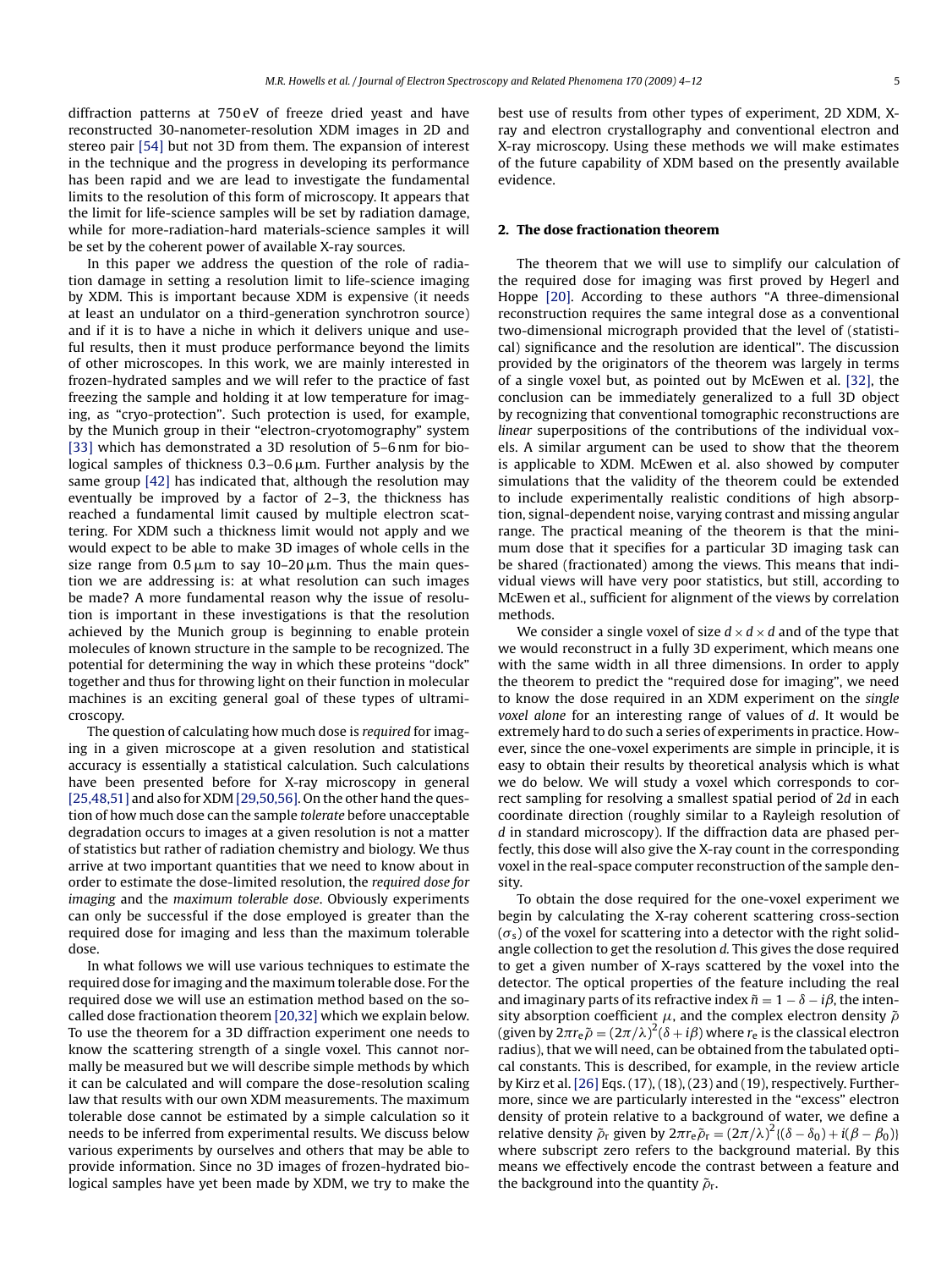diffraction patterns at 750 eV of freeze dried yeast and have reconstructed 30-nanometer-resolution XDM images in 2D and stereo pair [54] but not 3D from them. The expansion of interest in the technique and the progress in developing its performance has been rapid and we are lead to investigate the fundamental limits to the resolution of this form of microscopy. It appears that the limit for life-science samples will be set by radiation damage, while for more-radiation-hard materials-science samples it will be set by the coherent power of available X-ray sources.

In this paper we address the question of the role of radiation damage in setting a resolution limit to life-science imaging by XDM. This is important because XDM is expensive (it needs at least an undulator on a third-generation synchrotron source) and if it is to have a niche in which it delivers unique and useful results, then it must produce performance beyond the limits of other microscopes. In this work, we are mainly interested in frozen-hydrated samples and we will refer to the practice of fast freezing the sample and holding it at low temperature for imaging, as "cryo-protection". Such protection is used, for example, by the Munich group in their "electron-cryotomography" system [33] which has demonstrated a 3D resolution of 5–6 nm for biological samples of thickness 0.3–0.6 μm. Further analysis by the same group [42] has indicated that, although the resolution may eventually be improved by a factor of 2–3, the thickness has reached a fundamental limit caused by multiple electron scattering. For XDM such a thickness limit would not apply and we would expect to be able to make 3D images of whole cells in the size range from 0.5 μm to say 10–20 μm. Thus the main question we are addressing is: at what resolution can such images be made? A more fundamental reason why the issue of resolution is important in these investigations is that the resolution achieved by the Munich group is beginning to enable protein molecules of known structure in the sample to be recognized. The potential for determining the way in which these proteins "dock" together and thus for throwing light on their function in molecular machines is an exciting general goal of these types of ultramicroscopy.

The question of calculating how much dose is *required* for imaging in a given microscope at a given resolution and statistical accuracy is essentially a statistical calculation. Such calculations have been presented before for X-ray microscopy in general [25,48,51] and also for XDM [29,50,56]. On the other hand the question of how much dose can the sample *tolerate* before unacceptable degradation occurs to images at a given resolution is not a matter of statistics but rather of radiation chemistry and biology. We thus arrive at two important quantities that we need to know about in order to estimate the dose-limited resolution, the *required dose for imaging* and the *maximum tolerable dose*. Obviously experiments can only be successful if the dose employed is greater than the required dose for imaging and less than the maximum tolerable dose.

In what follows we will use various techniques to estimate the required dose for imaging and the maximum tolerable dose. For the required dose we will use an estimation method based on the so-called dose fractionation theorem [20,32] which we explain below. To use the theorem for a 3D diffraction experiment one needs to know the scattering strength of a single voxel. This cannot normally be measured but we will describe simple methods by which it can be calculated and will compare the dose-resolution scaling law that results with our own XDM measurements. The maximum tolerable dose cannot be estimated by a simple calculation so it needs to be inferred from experimental results. We discuss below various experiments by ourselves and others that may be able to provide information. Since no 3D images of frozen-hydrated biological samples have yet been made by XDM, we try to make the best use of results from other types of experiment, 2D XDM, X-ray and electron crystallography and conventional electron and X-ray microscopy. Using these methods we will make estimates of the future capability of XDM based on the presently available evidence.

## 2. The dose fractionation theorem

The theorem that we will use to simplify our calculation of the required dose for imaging was first proved by Hegerl and Hoppe [20]. According to these authors "A three-dimensional reconstruction requires the same integral dose as a conventional two-dimensional micrograph provided that the level of (statistical) significance and the resolution are identical". The discussion provided by the originators of the theorem was largely in terms of a single voxel but, as pointed out by McEwen et al. [32], the conclusion can be immediately generalized to a full 3D object by recognizing that conventional tomographic reconstructions are *linear* superpositions of the contributions of the individual voxels. A similar argument can be used to show that the theorem is applicable to XDM. McEwen et al. also showed by computer simulations that the validity of the theorem could be extended to include experimentally realistic conditions of high absorption, signal-dependent noise, varying contrast and missing angular range. The practical meaning of the theorem is that the minimum dose that it specifies for a particular 3D imaging task can be shared (fractionated) among the views. This means that individual views will have very poor statistics, but still, according to McEwen et al., sufficient for alignment of the views by correlation methods.

We consider a single voxel of size $d \times d \times d$ and of the type that we would reconstruct in a fully 3D experiment, which means one with the same width in all three dimensions. In order to apply the theorem to predict the "required dose for imaging", we need to know the dose required in an XDM experiment on the *single voxel alone* for an interesting range of values of $d$. It would be extremely hard to do such a series of experiments in practice. However, since the one-voxel experiments are simple in principle, it is easy to obtain their results by theoretical analysis which is what we do below. We will study a voxel which corresponds to correct sampling for resolving a smallest spatial period of $2d$ in each coordinate direction (roughly similar to a Rayleigh resolution of $d$ in standard microscopy). If the diffraction data are phased perfectly, this dose will also give the X-ray count in the corresponding voxel in the real-space computer reconstruction of the sample density.

To obtain the dose required for the one-voxel experiment we begin by calculating the X-ray coherent scattering cross-section ($\sigma_s$) of the voxel for scattering into a detector with the right solid-angle collection to get the resolution $d$. This gives the dose required to get a given number of X-rays scattered by the voxel into the detector. The optical properties of the feature including the real and imaginary parts of its refractive index $\tilde{n} = 1 - \delta - i\beta$, the intensity absorption coefficient $\mu$, and the complex electron density $\tilde{\rho}$ (given by $2\pi r_e \tilde{\rho} = (2\pi/\lambda)^2(\delta + i\beta)$ where $r_e$ is the classical electron radius), that we will need, can be obtained from the tabulated optical constants. This is described, for example, in the review article by Kirz et al. [26] Eqs. (17), (18), (23) and (19), respectively. Furthermore, since we are particularly interested in the "excess" electron density of protein relative to a background of water, we define a relative density $\tilde{\rho}_r$ given by $2\pi r_e \tilde{\rho}_r = (2\pi/\lambda)^2\{(\delta - \delta_0) + i(\beta - \beta_0)\}$ where subscript zero refers to the background material. By this means we effectively encode the contrast between a feature and the background into the quantity $\tilde{\rho}_r$.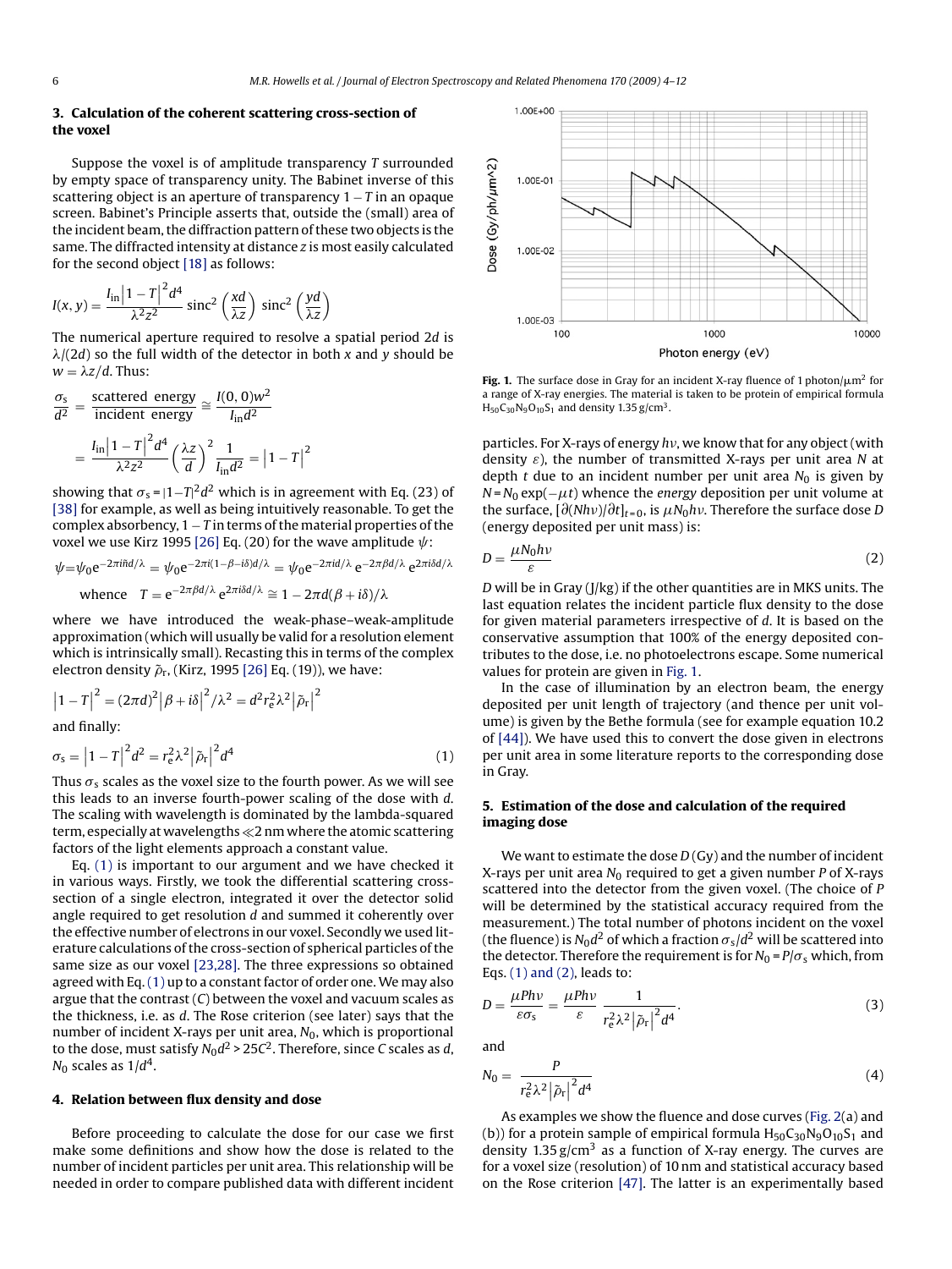## 3. Calculation of the coherent scattering cross-section of the voxel

Suppose the voxel is of amplitude transparency $T$ surrounded by empty space of transparency unity. The Babinet inverse of this scattering object is an aperture of transparency $1 - T$ in an opaque screen. Babinet's Principle asserts that, outside the (small) area of the incident beam, the diffraction pattern of these two objects is the same. The diffracted intensity at distance $z$ is most easily calculated for the second object [18] as follows:

$$I(x, y) = \frac{I_{\text{in}} \left|1 - T\right|^2 d^4}{\lambda^2 z^2} \operatorname{sinc}^2\left(\frac{xd}{\lambda z}\right) \operatorname{sinc}^2\left(\frac{yd}{\lambda z}\right)$$

The numerical aperture required to resolve a spatial period $2d$ is $\lambda/(2d)$ so the full width of the detector in both $x$ and $y$ should be $w = \lambda z/d$. Thus:

$$\frac{\sigma_s}{d^2} = \frac{\text{scattered energy}}{\text{incident energy}} \cong \frac{I(0, 0)w^2}{I_{\text{in}} d^2}$$

$$= \frac{I_{\text{in}} \left|1 - T\right|^2 d^4}{\lambda^2 z^2} \left(\frac{\lambda z}{d}\right)^2 \frac{1}{I_{\text{in}} d^2} = \left|1 - T\right|^2$$

showing that $\sigma_s = |1 - T|^2 d^2$ which is in agreement with Eq. (23) of [38] for example, as well as being intuitively reasonable. To get the complex absorbency, $1 - T$ in terms of the material properties of the voxel we use Kirz 1995 [26] Eq. (20) for the wave amplitude $\psi$:

$$\psi = \psi_0 e^{-2\pi i \tilde{n} d/\lambda} = \psi_0 e^{-2\pi i(1-\beta-i\delta)d/\lambda} = \psi_0 e^{-2\pi i d/\lambda} e^{-2\pi\beta d/\lambda} e^{2\pi i\delta d/\lambda}$$

$$\text{whence} \quad T = e^{-2\pi\beta d/\lambda} e^{2\pi i\delta d/\lambda} \cong 1 - 2\pi d(\beta + i\delta)/\lambda$$

where we have introduced the weak-phase–weak-amplitude approximation (which will usually be valid for a resolution element which is intrinsically small). Recasting this in terms of the complex electron density $\tilde{\rho}_r$, (Kirz, 1995 [26] Eq. (19)), we have:

$$\left|1 - T\right|^2 = (2\pi d)^2 \left|\beta + i\delta\right|^2 / \lambda^2 = d^2 r_e^2 \lambda^2 \left|\tilde{\rho}_r\right|^2$$

and finally:

$$\sigma_s = \left|1 - T\right|^2 d^2 = r_e^2 \lambda^2 \left|\tilde{\rho}_r\right|^2 d^4 \tag{1}$$

Thus $\sigma_s$ scales as the voxel size to the fourth power. As we will see this leads to an inverse fourth-power scaling of the dose with $d$. The scaling with wavelength is dominated by the lambda-squared term, especially at wavelengths $\ll$2 nm where the atomic scattering factors of the light elements approach a constant value.

Eq. (1) is important to our argument and we have checked it in various ways. Firstly, we took the differential scattering cross-section of a single electron, integrated it over the detector solid angle required to get resolution $d$ and summed it coherently over the effective number of electrons in our voxel. Secondly we used literature calculations of the cross-section of spherical particles of the same size as our voxel [23,28]. The three expressions so obtained agreed with Eq. (1) up to a constant factor of order one. We may also argue that the contrast ($C$) between the voxel and vacuum scales as the thickness, i.e. as $d$. The Rose criterion (see later) says that the number of incident X-rays per unit area, $N_0$, which is proportional to the dose, must satisfy $N_0 d^2 > 25C^2$. Therefore, since $C$ scales as $d$, $N_0$ scales as $1/d^4$.

## 4. Relation between flux density and dose

Before proceeding to calculate the dose for our case we first make some definitions and show how the dose is related to the number of incident particles per unit area. This relationship will be needed in order to compare published data with different incident particles. For X-rays of energy $h\nu$, we know that for any object (with density $\varepsilon$), the number of transmitted X-rays per unit area $N$ at depth $t$ due to an incident number per unit area $N_0$ is given by $N = N_0 \exp(-\mu t)$ whence the *energy* deposition per unit volume at the surface, $[\partial(Nh\nu)/\partial t]_{t=0}$, is $\mu N_0 h\nu$. Therefore the surface dose $D$ (energy deposited per unit mass) is:

$$D = \frac{\mu N_0 h\nu}{\varepsilon} \tag{2}$$

$D$ will be in Gray (J/kg) if the other quantities are in MKS units. The last equation relates the incident particle flux density to the dose for given material parameters irrespective of $d$. It is based on the conservative assumption that 100% of the energy deposited contributes to the dose, i.e. no photoelectrons escape. Some numerical values for protein are given in Fig. 1.

**Fig. 1.** The surface dose in Gray for an incident X-ray fluence of 1 photon/μm² for a range of X-ray energies. The material is taken to be protein of empirical formula $H_{50}C_{30}N_9O_{10}S_1$ and density 1.35 g/cm³.

In the case of illumination by an electron beam, the energy deposited per unit length of trajectory (and thence per unit volume) is given by the Bethe formula (see for example equation 10.2 of [44]). We have used this to convert the dose given in electrons per unit area in some literature reports to the corresponding dose in Gray.

## 5. Estimation of the dose and calculation of the required imaging dose

We want to estimate the dose $D$ (Gy) and the number of incident X-rays per unit area $N_0$ required to get a given number $P$ of X-rays scattered into the detector from the given voxel. (The choice of $P$ will be determined by the statistical accuracy required from the measurement.) The total number of photons incident on the voxel (the fluence) is $N_0 d^2$ of which a fraction $\sigma_s/d^2$ will be scattered into the detector. Therefore the requirement is for $N_0 = P/\sigma_s$ which, from Eqs. (1) and (2), leads to:

$$D = \frac{\mu P h\nu}{\varepsilon \sigma_s} = \frac{\mu P h\nu}{\varepsilon} \frac{1}{r_e^2 \lambda^2 \left|\tilde{\rho}_r\right|^2 d^4}. \tag{3}$$

and

$$N_0 = \frac{P}{r_e^2 \lambda^2 \left|\tilde{\rho}_r\right|^2 d^4} \tag{4}$$

As examples we show the fluence and dose curves (Fig. 2(a) and (b)) for a protein sample of empirical formula $H_{50}C_{30}N_9O_{10}S_1$ and density 1.35 g/cm³ as a function of X-ray energy. The curves are for a voxel size (resolution) of 10 nm and statistical accuracy based on the Rose criterion [47]. The latter is an experimentally based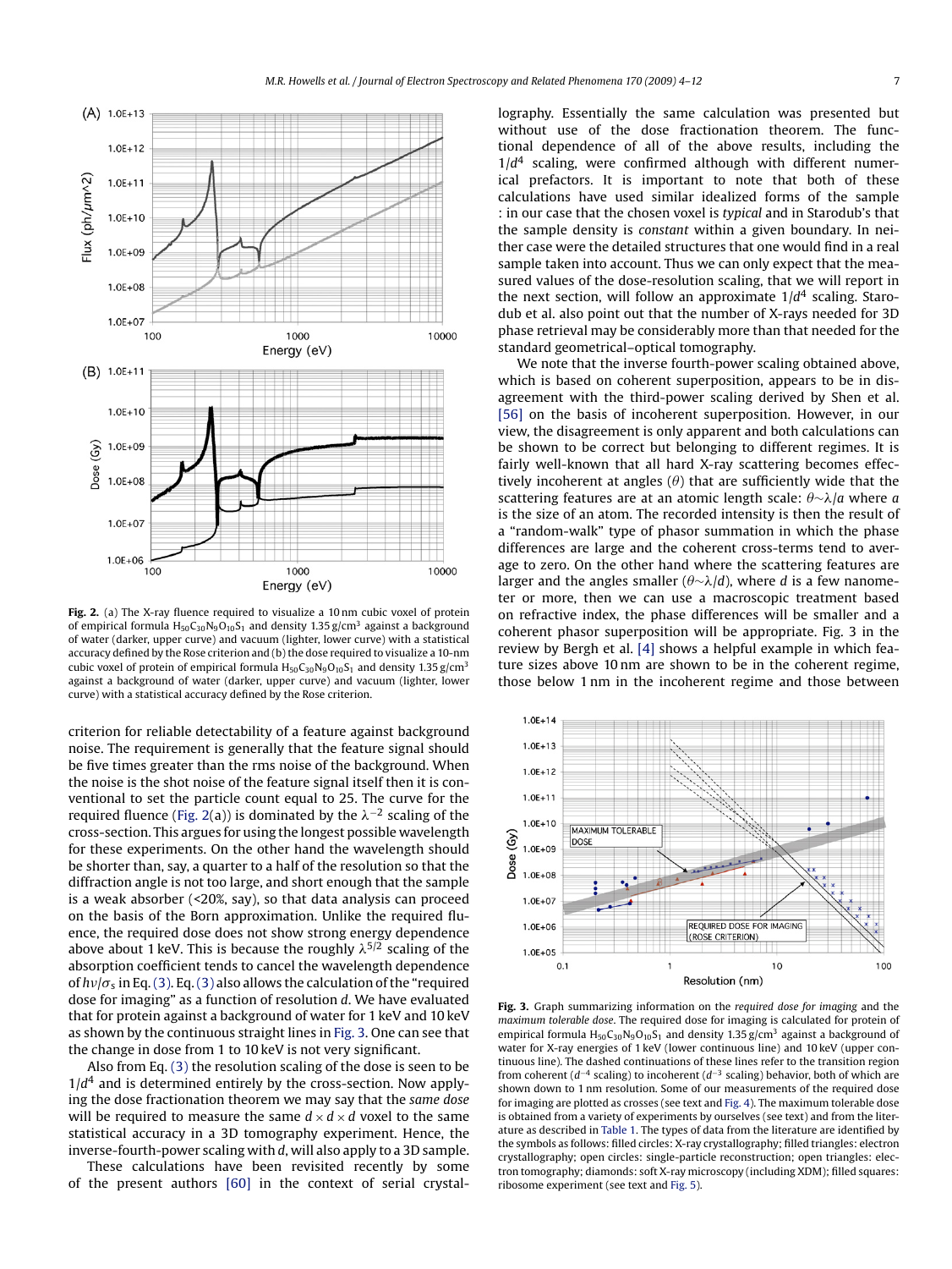**Fig. 2.** (a) The X-ray fluence required to visualize a 10 nm cubic voxel of protein of empirical formula $H_{50}C_{30}N_9O_{10}S_1$ and density 1.35 g/cm$^3$ against a background of water (darker, upper curve) and vacuum (lighter, lower curve) with a statistical accuracy defined by the Rose criterion and (b) the dose required to visualize a 10-nm cubic voxel of protein of empirical formula $H_{50}C_{30}N_9O_{10}S_1$ and density 1.35 g/cm$^3$ against a background of water (darker, upper curve) and vacuum (lighter, lower curve) with a statistical accuracy defined by the Rose criterion.

criterion for reliable detectability of a feature against background noise. The requirement is generally that the feature signal should be five times greater than the rms noise of the background. When the noise is the shot noise of the feature signal itself then it is conventional to set the particle count equal to 25. The curve for the required fluence (Fig. 2(a)) is dominated by the $\lambda^{-2}$ scaling of the cross-section. This argues for using the longest possible wavelength for these experiments. On the other hand the wavelength should be shorter than, say, a quarter to a half of the resolution so that the diffraction angle is not too large, and short enough that the sample is a weak absorber (<20%, say), so that data analysis can proceed on the basis of the Born approximation. Unlike the required fluence, the required dose does not show strong energy dependence above about 1 keV. This is because the roughly $\lambda^{5/2}$ scaling of the absorption coefficient tends to cancel the wavelength dependence of $h\nu/\sigma_s$ in Eq. (3). Eq. (3) also allows the calculation of the "required dose for imaging" as a function of resolution $d$. We have evaluated that for protein against a background of water for 1 keV and 10 keV as shown by the continuous straight lines in Fig. 3. One can see that the change in dose from 1 to 10 keV is not very significant.

Also from Eq. (3) the resolution scaling of the dose is seen to be $1/d^4$ and is determined entirely by the cross-section. Now applying the dose fractionation theorem we may say that the *same dose* will be required to measure the same $d \times d \times d$ voxel to the same statistical accuracy in a 3D tomography experiment. Hence, the inverse-fourth-power scaling with $d$, will also apply to a 3D sample.

These calculations have been revisited recently by some of the present authors [60] in the context of serial crystallography. Essentially the same calculation was presented but without use of the dose fractionation theorem. The functional dependence of all of the above results, including the $1/d^4$ scaling, were confirmed although with different numerical prefactors. It is important to note that both of these calculations have used similar idealized forms of the sample : in our case that the chosen voxel is *typical* and in Starodub's that the sample density is *constant* within a given boundary. In neither case were the detailed structures that one would find in a real sample taken into account. Thus we can only expect that the measured values of the dose-resolution scaling, that we will report in the next section, will follow an approximate $1/d^4$ scaling. Starodub et al. also point out that the number of X-rays needed for 3D phase retrieval may be considerably more than that needed for the standard geometrical–optical tomography.

We note that the inverse fourth-power scaling obtained above, which is based on coherent superposition, appears to be in disagreement with the third-power scaling derived by Shen et al. [56] on the basis of incoherent superposition. However, in our view, the disagreement is only apparent and both calculations can be shown to be correct but belonging to different regimes. It is fairly well-known that all hard X-ray scattering becomes effectively incoherent at angles ($\theta$) that are sufficiently wide that the scattering features are at an atomic length scale: $\theta \sim \lambda/a$ where $a$ is the size of an atom. The recorded intensity is then the result of a "random-walk" type of phasor summation in which the phase differences are large and the coherent cross-terms tend to average to zero. On the other hand where the scattering features are larger and the angles smaller ($\theta \sim \lambda/d$), where $d$ is a few nanometer or more, then we can use a macroscopic treatment based on refractive index, the phase differences will be smaller and a coherent phasor superposition will be appropriate. Fig. 3 in the review by Bergh et al. [4] shows a helpful example in which features sizes above 10 nm are shown to be in the coherent regime, those below 1 nm in the incoherent regime and those between

**Fig. 3.** Graph summarizing information on the *required dose for imaging* and the *maximum tolerable dose*. The required dose for imaging is calculated for protein of empirical formula $H_{50}C_{30}N_9O_{10}S_1$ and density 1.35 g/cm$^3$ against a background of water for X-ray energies of 1 keV (lower continuous line) and 10 keV (upper continuous line). The dashed continuations of these lines refer to the transition region from coherent ($d^{-4}$ scaling) to incoherent ($d^{-3}$ scaling) behavior, both of which are shown down to 1 nm resolution. Some of our measurements of the required dose for imaging are plotted as crosses (see text and Fig. 4). The maximum tolerable dose is obtained from a variety of experiments by ourselves (see text) and from the literature as described in Table 1. The types of data from the literature are identified by the symbols as follows: filled circles: X-ray crystallography; filled triangles: electron crystallography; open circles: single-particle reconstruction; open triangles: electron tomography; diamonds: soft X-ray microscopy (including XDM); filled squares: ribosome experiment (see text and Fig. 5).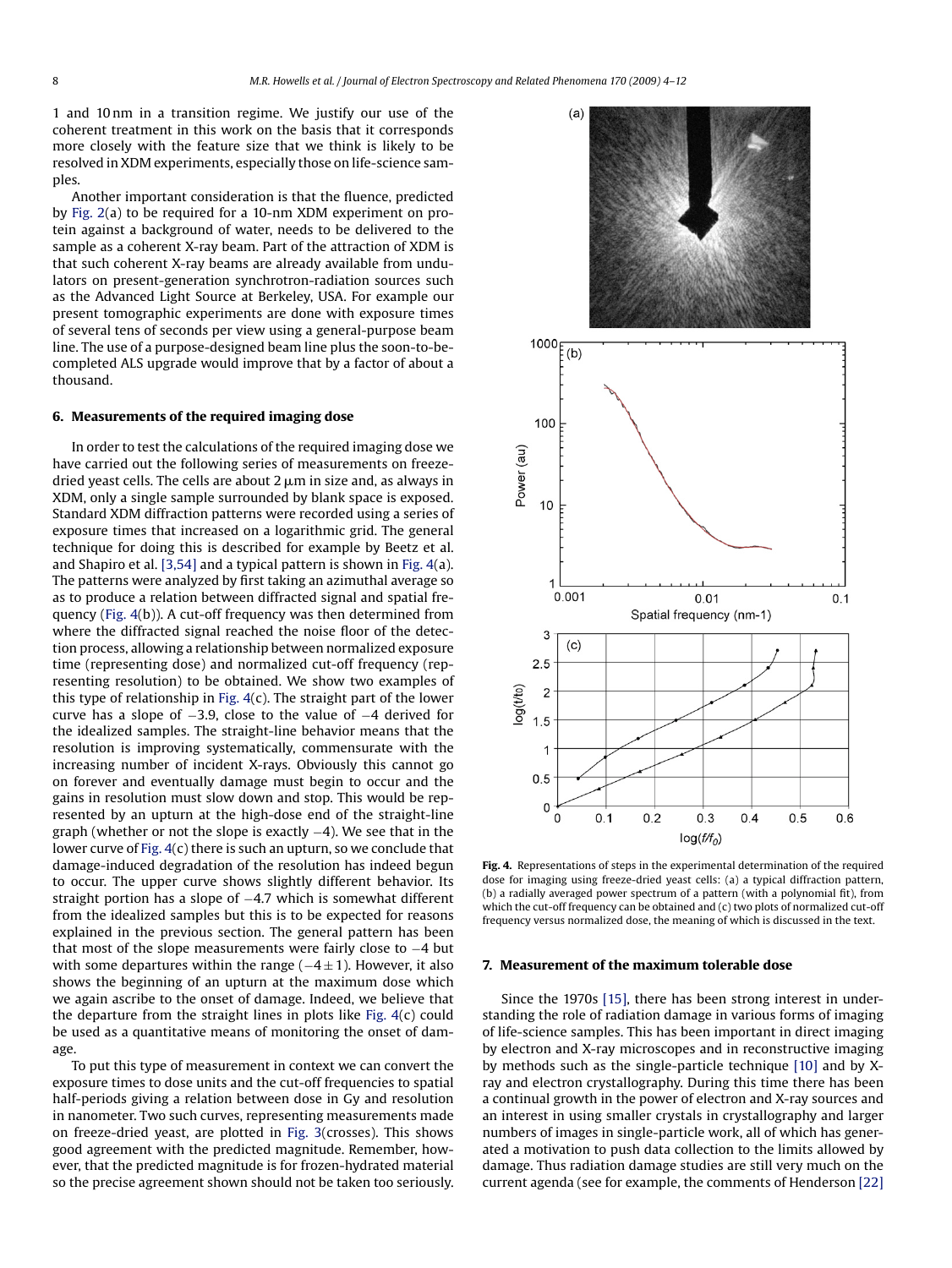1 and 10 nm in a transition regime. We justify our use of the coherent treatment in this work on the basis that it corresponds more closely with the feature size that we think is likely to be resolved in XDM experiments, especially those on life-science samples.

Another important consideration is that the fluence, predicted by Fig. 2(a) to be required for a 10-nm XDM experiment on protein against a background of water, needs to be delivered to the sample as a coherent X-ray beam. Part of the attraction of XDM is that such coherent X-ray beams are already available from undulators on present-generation synchrotron-radiation sources such as the Advanced Light Source at Berkeley, USA. For example our present tomographic experiments are done with exposure times of several tens of seconds per view using a general-purpose beam line. The use of a purpose-designed beam line plus the soon-to-be-completed ALS upgrade would improve that by a factor of about a thousand.

## 6. Measurements of the required imaging dose

In order to test the calculations of the required imaging dose we have carried out the following series of measurements on freeze-dried yeast cells. The cells are about 2 μm in size and, as always in XDM, only a single sample surrounded by blank space is exposed. Standard XDM diffraction patterns were recorded using a series of exposure times that increased on a logarithmic grid. The general technique for doing this is described for example by Beetz et al. and Shapiro et al. [3,54] and a typical pattern is shown in Fig. 4(a). The patterns were analyzed by first taking an azimuthal average so as to produce a relation between diffracted signal and spatial frequency (Fig. 4(b)). A cut-off frequency was then determined from where the diffracted signal reached the noise floor of the detection process, allowing a relationship between normalized exposure time (representing dose) and normalized cut-off frequency (representing resolution) to be obtained. We show two examples of this type of relationship in Fig. 4(c). The straight part of the lower curve has a slope of −3.9, close to the value of −4 derived for the idealized samples. The straight-line behavior means that the resolution is improving systematically, commensurate with the increasing number of incident X-rays. Obviously this cannot go on forever and eventually damage must begin to occur and the gains in resolution must slow down and stop. This would be represented by an upturn at the high-dose end of the straight-line graph (whether or not the slope is exactly −4). We see that in the lower curve of Fig. 4(c) there is such an upturn, so we conclude that damage-induced degradation of the resolution has indeed begun to occur. The upper curve shows slightly different behavior. Its straight portion has a slope of −4.7 which is somewhat different from the idealized samples but this is to be expected for reasons explained in the previous section. The general pattern has been that most of the slope measurements were fairly close to −4 but with some departures within the range (−4 ± 1). However, it also shows the beginning of an upturn at the maximum dose which we again ascribe to the onset of damage. Indeed, we believe that the departure from the straight lines in plots like Fig. 4(c) could be used as a quantitative means of monitoring the onset of damage.

To put this type of measurement in context we can convert the exposure times to dose units and the cut-off frequencies to spatial half-periods giving a relation between dose in Gy and resolution in nanometer. Two such curves, representing measurements made on freeze-dried yeast, are plotted in Fig. 3(crosses). This shows good agreement with the predicted magnitude. Remember, however, that the predicted magnitude is for frozen-hydrated material so the precise agreement shown should not be taken too seriously.

**Fig. 4.** Representations of steps in the experimental determination of the required dose for imaging using freeze-dried yeast cells: (a) a typical diffraction pattern, (b) a radially averaged power spectrum of a pattern (with a polynomial fit), from which the cut-off frequency can be obtained and (c) two plots of normalized cut-off frequency versus normalized dose, the meaning of which is discussed in the text.

## 7. Measurement of the maximum tolerable dose

Since the 1970s [15], there has been strong interest in understanding the role of radiation damage in various forms of imaging of life-science samples. This has been important in direct imaging by electron and X-ray microscopes and in reconstructive imaging by methods such as the single-particle technique [10] and by X-ray and electron crystallography. During this time there has been a continual growth in the power of electron and X-ray sources and an interest in using smaller crystals in crystallography and larger numbers of images in single-particle work, all of which has generated a motivation to push data collection to the limits allowed by damage. Thus radiation damage studies are still very much on the current agenda (see for example, the comments of Henderson [22]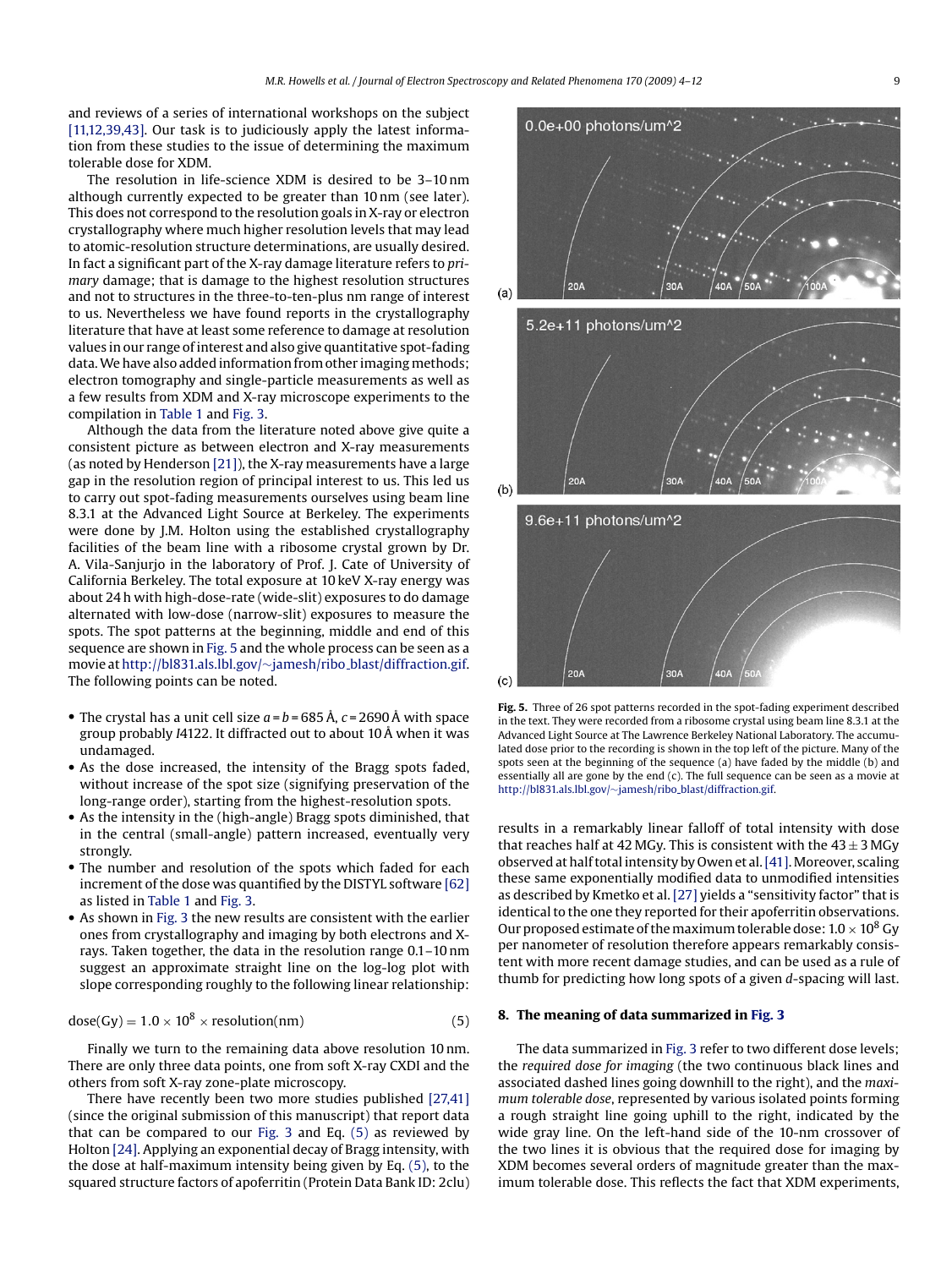and reviews of a series of international workshops on the subject [11,12,39,43]. Our task is to judiciously apply the latest information from these studies to the issue of determining the maximum tolerable dose for XDM.

The resolution in life-science XDM is desired to be 3–10 nm although currently expected to be greater than 10 nm (see later). This does not correspond to the resolution goals in X-ray or electron crystallography where much higher resolution levels that may lead to atomic-resolution structure determinations, are usually desired. In fact a significant part of the X-ray damage literature refers to *primary* damage; that is damage to the highest resolution structures and not to structures in the three-to-ten-plus nm range of interest to us. Nevertheless we have found reports in the crystallography literature that have at least some reference to damage at resolution values in our range of interest and also give quantitative spot-fading data. We have also added information from other imaging methods; electron tomography and single-particle measurements as well as a few results from XDM and X-ray microscope experiments to the compilation in Table 1 and Fig. 3.

Although the data from the literature noted above give quite a consistent picture as between electron and X-ray measurements (as noted by Henderson [21]), the X-ray measurements have a large gap in the resolution region of principal interest to us. This led us to carry out spot-fading measurements ourselves using beam line 8.3.1 at the Advanced Light Source at Berkeley. The experiments were done by J.M. Holton using the established crystallography facilities of the beam line with a ribosome crystal grown by Dr. A. Vila-Sanjurjo in the laboratory of Prof. J. Cate of University of California Berkeley. The total exposure at 10 keV X-ray energy was about 24 h with high-dose-rate (wide-slit) exposures to do damage alternated with low-dose (narrow-slit) exposures to measure the spots. The spot patterns at the beginning, middle and end of this sequence are shown in Fig. 5 and the whole process can be seen as a movie at http://bl831.als.lbl.gov/~jamesh/ribo_blast/diffraction.gif. The following points can be noted.

- The crystal has a unit cell size $a = b = 685$ Å, $c = 2690$ Å with space group probably *I*4122. It diffracted out to about 10 Å when it was undamaged.
- As the dose increased, the intensity of the Bragg spots faded, without increase of the spot size (signifying preservation of the long-range order), starting from the highest-resolution spots.
- As the intensity in the (high-angle) Bragg spots diminished, that in the central (small-angle) pattern increased, eventually very strongly.
- The number and resolution of the spots which faded for each increment of the dose was quantified by the DISTYL software [62] as listed in Table 1 and Fig. 3.
- As shown in Fig. 3 the new results are consistent with the earlier ones from crystallography and imaging by both electrons and X-rays. Taken together, the data in the resolution range 0.1–10 nm suggest an approximate straight line on the log-log plot with slope corresponding roughly to the following linear relationship:

$$\text{dose(Gy)} = 1.0 \times 10^8 \times \text{resolution(nm)} \tag{5}$$

Finally we turn to the remaining data above resolution 10 nm. There are only three data points, one from soft X-ray CXDI and the others from soft X-ray zone-plate microscopy.

There have recently been two more studies published [27,41] (since the original submission of this manuscript) that report data that can be compared to our Fig. 3 and Eq. (5) as reviewed by Holton [24]. Applying an exponential decay of Bragg intensity, with the dose at half-maximum intensity being given by Eq. (5), to the squared structure factors of apoferritin (Protein Data Bank ID: 2clu) results in a remarkably linear falloff of total intensity with dose that reaches half at 42 MGy. This is consistent with the 43 ± 3 MGy observed at half total intensity by Owen et al. [41]. Moreover, scaling these same exponentially modified data to unmodified intensities as described by Kmetko et al. [27] yields a "sensitivity factor" that is identical to the one they reported for their apoferritin observations. Our proposed estimate of the maximum tolerable dose: $1.0 \times 10^8$ Gy per nanometer of resolution therefore appears remarkably consistent with more recent damage studies, and can be used as a rule of thumb for predicting how long spots of a given *d*-spacing will last.

**Fig. 5.** Three of 26 spot patterns recorded in the spot-fading experiment described in the text. They were recorded from a ribosome crystal using beam line 8.3.1 at the Advanced Light Source at The Lawrence Berkeley National Laboratory. The accumulated dose prior to the recording is shown in the top left of the picture. Many of the spots seen at the beginning of the sequence (a) have faded by the middle (b) and essentially all are gone by the end (c). The full sequence can be seen as a movie at http://bl831.als.lbl.gov/~jamesh/ribo_blast/diffraction.gif.

## 8. The meaning of data summarized in Fig. 3

The data summarized in Fig. 3 refer to two different dose levels; the *required dose for imaging* (the two continuous black lines and associated dashed lines going downhill to the right), and the *maximum tolerable dose*, represented by various isolated points forming a rough straight line going uphill to the right, indicated by the wide gray line. On the left-hand side of the 10-nm crossover of the two lines it is obvious that the required dose for imaging by XDM becomes several orders of magnitude greater than the maximum tolerable dose. This reflects the fact that XDM experiments,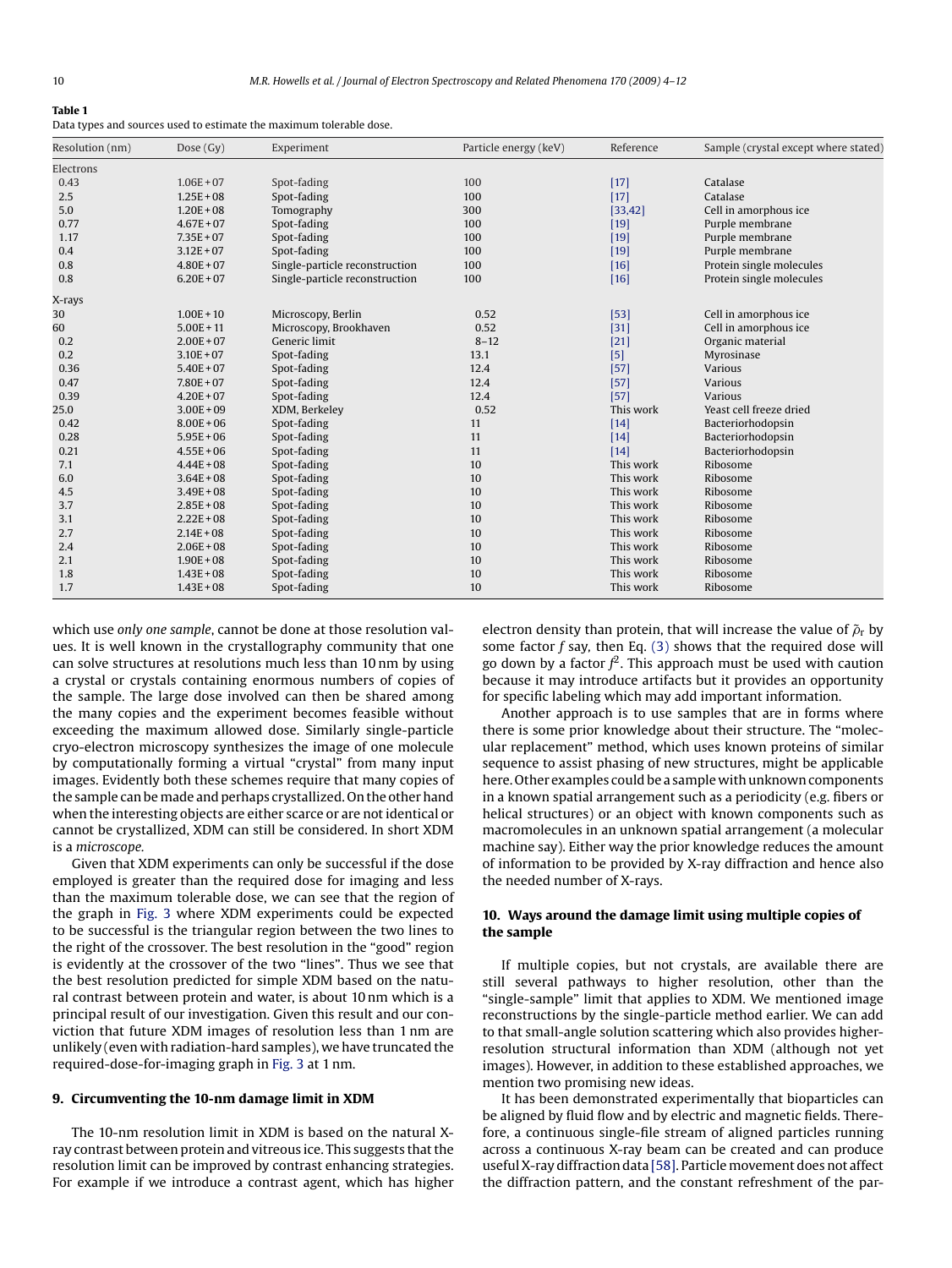**Table 1**
Data types and sources used to estimate the maximum tolerable dose.

| Resolution (nm) | Dose (Gy) | Experiment | Particle energy (keV) | Reference | Sample (crystal except where stated) |
|---|---|---|---|---|---|
| Electrons | | | | | |
| 0.43 | 1.06E+07 | Spot-fading | 100 | [17] | Catalase |
| 2.5 | 1.25E+08 | Spot-fading | 100 | [17] | Catalase |
| 5.0 | 1.20E+08 | Tomography | 300 | [33,42] | Cell in amorphous ice |
| 0.77 | 4.67E+07 | Spot-fading | 100 | [19] | Purple membrane |
| 1.17 | 7.35E+07 | Spot-fading | 100 | [19] | Purple membrane |
| 0.4 | 3.12E+07 | Spot-fading | 100 | [19] | Purple membrane |
| 0.8 | 4.80E+07 | Single-particle reconstruction | 100 | [16] | Protein single molecules |
| 0.8 | 6.20E+07 | Single-particle reconstruction | 100 | [16] | Protein single molecules |
| X-rays | | | | | |
| 30 | 1.00E+10 | Microscopy, Berlin | 0.52 | [53] | Cell in amorphous ice |
| 60 | 5.00E+11 | Microscopy, Brookhaven | 0.52 | [31] | Cell in amorphous ice |
| 0.2 | 2.00E+07 | Generic limit | 8–12 | [21] | Organic material |
| 0.2 | 3.10E+07 | Spot-fading | 13.1 | [5] | Myrosinase |
| 0.36 | 5.40E+07 | Spot-fading | 12.4 | [57] | Various |
| 0.47 | 7.80E+07 | Spot-fading | 12.4 | [57] | Various |
| 0.39 | 4.20E+07 | Spot-fading | 12.4 | [57] | Various |
| 25.0 | 3.00E+09 | XDM, Berkeley | 0.52 | This work | Yeast cell freeze dried |
| 0.42 | 8.00E+06 | Spot-fading | 11 | [14] | Bacteriorhodopsin |
| 0.28 | 5.95E+06 | Spot-fading | 11 | [14] | Bacteriorhodopsin |
| 0.21 | 4.55E+06 | Spot-fading | 11 | [14] | Bacteriorhodopsin |
| 7.1 | 4.44E+08 | Spot-fading | 10 | This work | Ribosome |
| 6.0 | 3.64E+08 | Spot-fading | 10 | This work | Ribosome |
| 4.5 | 3.49E+08 | Spot-fading | 10 | This work | Ribosome |
| 3.7 | 2.85E+08 | Spot-fading | 10 | This work | Ribosome |
| 3.1 | 2.22E+08 | Spot-fading | 10 | This work | Ribosome |
| 2.7 | 2.14E+08 | Spot-fading | 10 | This work | Ribosome |
| 2.4 | 2.06E+08 | Spot-fading | 10 | This work | Ribosome |
| 2.1 | 1.90E+08 | Spot-fading | 10 | This work | Ribosome |
| 1.8 | 1.43E+08 | Spot-fading | 10 | This work | Ribosome |
| 1.7 | 1.43E+08 | Spot-fading | 10 | This work | Ribosome |

which use *only one sample*, cannot be done at those resolution values. It is well known in the crystallography community that one can solve structures at resolutions much less than 10 nm by using a crystal or crystals containing enormous numbers of copies of the sample. The large dose involved can then be shared among the many copies and the experiment becomes feasible without exceeding the maximum allowed dose. Similarly single-particle cryo-electron microscopy synthesizes the image of one molecule by computationally forming a virtual "crystal" from many input images. Evidently both these schemes require that many copies of the sample can be made and perhaps crystallized. On the other hand when the interesting objects are either scarce or are not identical or cannot be crystallized, XDM can still be considered. In short XDM is a *microscope*.

Given that XDM experiments can only be successful if the dose employed is greater than the required dose for imaging and less than the maximum tolerable dose, we can see that the region of the graph in Fig. 3 where XDM experiments could be expected to be successful is the triangular region between the two lines to the right of the crossover. The best resolution in the "good" region is evidently at the crossover of the two "lines". Thus we see that the best resolution predicted for simple XDM based on the natural contrast between protein and water, is about 10 nm which is a principal result of our investigation. Given this result and our conviction that future XDM images of resolution less than 1 nm are unlikely (even with radiation-hard samples), we have truncated the required-dose-for-imaging graph in Fig. 3 at 1 nm.

## 9. Circumventing the 10-nm damage limit in XDM

The 10-nm resolution limit in XDM is based on the natural X-ray contrast between protein and vitreous ice. This suggests that the resolution limit can be improved by contrast enhancing strategies. For example if we introduce a contrast agent, which has higher electron density than protein, that will increase the value of $\tilde{\rho}_r$ by some factor $f$ say, then Eq. (3) shows that the required dose will go down by a factor $f^2$. This approach must be used with caution because it may introduce artifacts but it provides an opportunity for specific labeling which may add important information.

Another approach is to use samples that are in forms where there is some prior knowledge about their structure. The "molecular replacement" method, which uses known proteins of similar sequence to assist phasing of new structures, might be applicable here. Other examples could be a sample with unknown components in a known spatial arrangement such as a periodicity (e.g. fibers or helical structures) or an object with known components such as macromolecules in an unknown spatial arrangement (a molecular machine say). Either way the prior knowledge reduces the amount of information to be provided by X-ray diffraction and hence also the needed number of X-rays.

## 10. Ways around the damage limit using multiple copies of the sample

If multiple copies, but not crystals, are available there are still several pathways to higher resolution, other than the "single-sample" limit that applies to XDM. We mentioned image reconstructions by the single-particle method earlier. We can add to that small-angle solution scattering which also provides higher-resolution structural information than XDM (although not yet images). However, in addition to these established approaches, we mention two promising new ideas.

It has been demonstrated experimentally that bioparticles can be aligned by fluid flow and by electric and magnetic fields. Therefore, a continuous single-file stream of aligned particles running across a continuous X-ray beam can be created and can produce useful X-ray diffraction data [58]. Particle movement does not affect the diffraction pattern, and the constant refreshment of the par-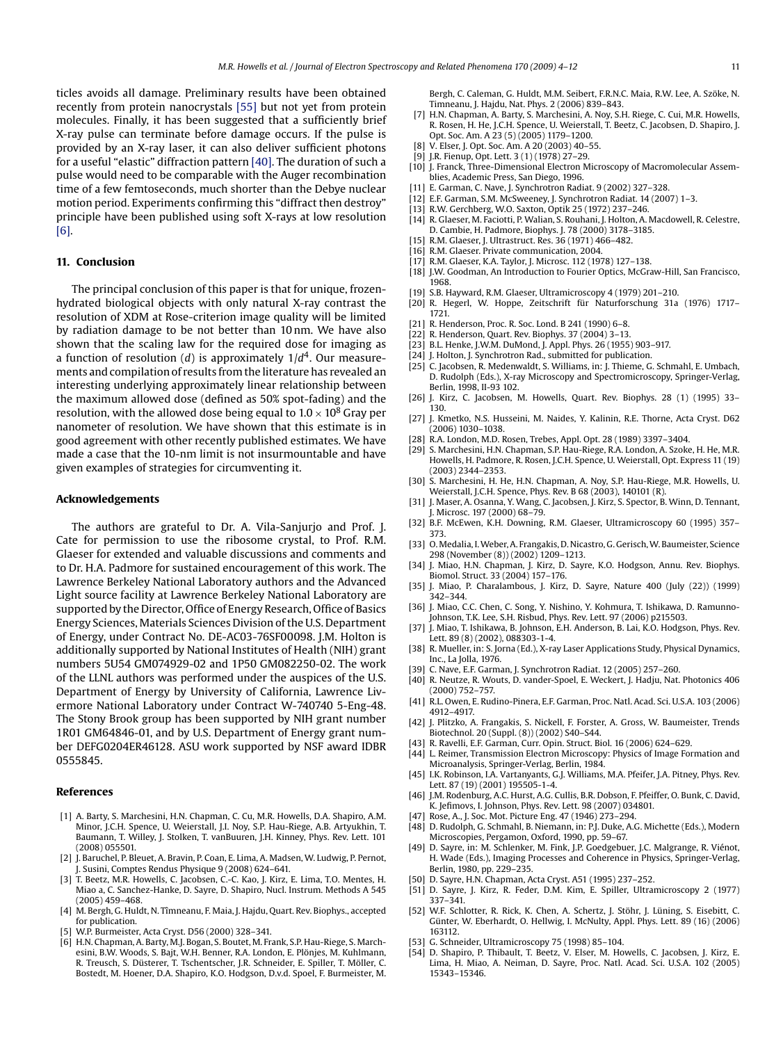ticles avoids all damage. Preliminary results have been obtained recently from protein nanocrystals [55] but not yet from protein molecules. Finally, it has been suggested that a sufficiently brief X-ray pulse can terminate before damage occurs. If the pulse is provided by an X-ray laser, it can also deliver sufficient photons for a useful "elastic" diffraction pattern [40]. The duration of such a pulse would need to be comparable with the Auger recombination time of a few femtoseconds, much shorter than the Debye nuclear motion period. Experiments confirming this "diffract then destroy" principle have been published using soft X-rays at low resolution [6].

## 11. Conclusion

The principal conclusion of this paper is that for unique, frozen-hydrated biological objects with only natural X-ray contrast the resolution of XDM at Rose-criterion image quality will be limited by radiation damage to be not better than 10 nm. We have also shown that the scaling law for the required dose for imaging as a function of resolution ($d$) is approximately $1/d^4$. Our measurements and compilation of results from the literature has revealed an interesting underlying approximately linear relationship between the maximum allowed dose (defined as 50% spot-fading) and the resolution, with the allowed dose being equal to $1.0 \times 10^8$ Gray per nanometer of resolution. We have shown that this estimate is in good agreement with other recently published estimates. We have made a case that the 10-nm limit is not insurmountable and have given examples of strategies for circumventing it.

## Acknowledgements

The authors are grateful to Dr. A. Vila-Sanjurjo and Prof. J. Cate for permission to use the ribosome crystal, to Prof. R.M. Glaeser for extended and valuable discussions and comments and to Dr. H.A. Padmore for sustained encouragement of this work. The Lawrence Berkeley National Laboratory authors and the Advanced Light source facility at Lawrence Berkeley National Laboratory are supported by the Director, Office of Energy Research, Office of Basics Energy Sciences, Materials Sciences Division of the U.S. Department of Energy, under Contract No. DE-AC03-76SF00098. J.M. Holton is additionally supported by National Institutes of Health (NIH) grant numbers 5U54 GM074929-02 and 1P50 GM082250-02. The work of the LLNL authors was performed under the auspices of the U.S. Department of Energy by University of California, Lawrence Livermore National Laboratory under Contract W-740740 5-Eng-48. The Stony Brook group has been supported by NIH grant number 1R01 GM64846-01, and by U.S. Department of Energy grant number DEFG0204ER46128. ASU work supported by NSF award IDBR 0555845.

## References

[1] A. Barty, S. Marchesini, H.N. Chapman, C. Cu, M.R. Howells, D.A. Shapiro, A.M. Minor, J.C.H. Spence, U. Weierstall, J.I. Noy, S.P. Hau-Riege, A.B. Artyukhin, T. Baumann, T. Willey, J. Stolken, T. vanBuuren, J.H. Kinney, Phys. Rev. Lett. 101 (2008) 055501.

[2] J. Baruchel, P. Bleuet, A. Bravin, P. Coan, E. Lima, A. Madsen, W. Ludwig, P. Pernot, J. Susini, Comptes Rendus Physique 9 (2008) 624–641.

[3] T. Beetz, M.R. Howells, C. Jacobsen, C.-C. Kao, J. Kirz, E. Lima, T.O. Mentes, H. Miao a, C. Sanchez-Hanke, D. Sayre, D. Shapiro, Nucl. Instrum. Methods A 545 (2005) 459–468.

[4] M. Bergh, G. Huldt, N. Tîmneanu, F. Maia, J. Hajdu, Quart. Rev. Biophys., accepted for publication.

[5] W.P. Burmeister, Acta Cryst. D56 (2000) 328–341.

[6] H.N. Chapman, A. Barty, M.J. Bogan, S. Boutet, M. Frank, S.P. Hau-Riege, S. Marchesini, B.W. Woods, S. Bajt, W.H. Benner, R.A. London, E. Plönjes, M. Kuhlmann, R. Treusch, S. Düsterer, T. Tschentscher, J.R. Schneider, E. Spiller, T. Möller, C. Bostedt, M. Hoener, D.A. Shapiro, K.O. Hodgson, D.v.d. Spoel, F. Burmeister, M. Bergh, C. Caleman, G. Huldt, M.M. Seibert, F.R.N.C. Maia, R.W. Lee, A. Szöke, N. Timneanu, J. Hajdu, Nat. Phys. 2 (2006) 839–843.

[7] H.N. Chapman, A. Barty, S. Marchesini, A. Noy, S.H. Riege, C. Cui, M.R. Howells, R. Rosen, H. He, J.C.H. Spence, U. Weierstall, T. Beetz, C. Jacobsen, D. Shapiro, J. Opt. Soc. Am. A 23 (5) (2005) 1179–1200.

[8] V. Elser, J. Opt. Soc. Am. A 20 (2003) 40–55.

[9] J.R. Fienup, Opt. Lett. 3 (1) (1978) 27–29.

[10] J. Franck, Three-Dimensional Electron Microscopy of Macromolecular Assemblies, Academic Press, San Diego, 1996.

[11] E. Garman, C. Nave, J. Synchrotron Radiat. 9 (2002) 327–328.

[12] E.F. Garman, S.M. McSweeney, J. Synchrotron Radiat. 14 (2007) 1–3.

[13] R.W. Gerchberg, W.O. Saxton, Optik 25 (1972) 237–246.

[14] R. Glaeser, M. Faciotti, P. Walian, S. Rouhani, J. Holton, A. Macdowell, R. Celestre, D. Cambie, H. Padmore, Biophys. J. 78 (2000) 3178–3185.

[15] R.M. Glaeser, J. Ultrastruct. Res. 36 (1971) 466–482.

[16] R.M. Glaeser. Private communication, 2004.

[17] R.M. Glaeser, K.A. Taylor, J. Microsc. 112 (1978) 127–138.

[18] J.W. Goodman, An Introduction to Fourier Optics, McGraw-Hill, San Francisco, 1968.

[19] S.B. Hayward, R.M. Glaeser, Ultramicroscopy 4 (1979) 201–210.

[20] R. Hegerl, W. Hoppe, Zeitschrift für Naturforschung 31a (1976) 1717–1721.

[21] R. Henderson, Proc. R. Soc. Lond. B 241 (1990) 6–8.

[22] R. Henderson, Quart. Rev. Biophys. 37 (2004) 3–13.

[23] B.L. Henke, J.W.M. DuMond, J. Appl. Phys. 26 (1955) 903–917.

[24] J. Holton, J. Synchrotron Rad., submitted for publication.

[25] C. Jacobsen, R. Medenwaldt, S. Williams, in: J. Thieme, G. Schmahl, E. Umbach, D. Rudolph (Eds.), X-ray Microscopy and Spectromicroscopy, Springer-Verlag, Berlin, 1998, II-93 102.

[26] J. Kirz, C. Jacobsen, M. Howells, Quart. Rev. Biophys. 28 (1) (1995) 33–130.

[27] J. Kmetko, N.S. Husseini, M. Naides, Y. Kalinin, R.E. Thorne, Acta Cryst. D62 (2006) 1030–1038.

[28] R.A. London, M.D. Rosen, Trebes, Appl. Opt. 28 (1989) 3397–3404.

[29] S. Marchesini, H.N. Chapman, S.P. Hau-Riege, R.A. London, A. Szoke, H. He, M.R. Howells, H. Padmore, R. Rosen, J.C.H. Spence, U. Weierstall, Opt. Express 11 (19) (2003) 2344–2353.

[30] S. Marchesini, H. He, H.N. Chapman, A. Noy, S.P. Hau-Riege, M.R. Howells, U. Weierstall, J.C.H. Spence, Phys. Rev. B 68 (2003), 140101 (R).

[31] J. Maser, A. Osanna, Y. Wang, C. Jacobsen, J. Kirz, S. Spector, B. Winn, D. Tennant, J. Microsc. 197 (2000) 68–79.

[32] B.F. McEwen, K.H. Downing, R.M. Glaeser, Ultramicroscopy 60 (1995) 357–373.

[33] O. Medalia, I. Weber, A. Frangakis, D. Nicastro, G. Gerisch, W. Baumeister, Science 298 (November (8)) (2002) 1209–1213.

[34] J. Miao, H.N. Chapman, J. Kirz, D. Sayre, K.O. Hodgson, Annu. Rev. Biophys. Biomol. Struct. 33 (2004) 157–176.

[35] J. Miao, P. Charalambous, J. Kirz, D. Sayre, Nature 400 (July (22)) (1999) 342–344.

[36] J. Miao, C.C. Chen, C. Song, Y. Nishino, Y. Kohmura, T. Ishikawa, D. Ramunno-Johnson, T.K. Lee, S.H. Risbud, Phys. Rev. Lett. 97 (2006) p215503.

[37] J. Miao, T. Ishikawa, B. Johnson, E.H. Anderson, B. Lai, K.O. Hodgson, Phys. Rev. Lett. 89 (8) (2002), 088303-1-4.

[38] R. Mueller, in: S. Jorna (Ed.), X-ray Laser Applications Study, Physical Dynamics, Inc., La Jolla, 1976.

[39] C. Nave, E.F. Garman, J. Synchrotron Radiat. 12 (2005) 257–260.

[40] R. Neutze, R. Wouts, D. vander-Spoel, E. Weckert, J. Hadju, Nat. Photonics 406 (2000) 752–757.

[41] R.L. Owen, E. Rudino-Pinera, E.F. Garman, Proc. Natl. Acad. Sci. U.S.A. 103 (2006) 4912–4917.

[42] J. Plitzko, A. Frangakis, S. Nickell, F. Forster, A. Gross, W. Baumeister, Trends Biotechnol. 20 (Suppl. (8)) (2002) S40–S44.

[43] R. Ravelli, E.F. Garman, Curr. Opin. Struct. Biol. 16 (2006) 624–629.

[44] L. Reimer, Transmission Electron Microscopy: Physics of Image Formation and Microanalysis, Springer-Verlag, Berlin, 1984.

[45] I.K. Robinson, I.A. Vartanyants, G.J. Williams, M.A. Pfeifer, J.A. Pitney, Phys. Rev. Lett. 87 (19) (2001) 195505-1-4.

[46] J.M. Rodenburg, A.C. Hurst, A.G. Cullis, B.R. Dobson, F. Pfeiffer, O. Bunk, C. David, K. Jefimovs, I. Johnson, Phys. Rev. Lett. 98 (2007) 034801.

[47] Rose, A., J. Soc. Mot. Picture Eng. 47 (1946) 273–294.

[48] D. Rudolph, G. Schmahl, B. Niemann, in: P.J. Duke, A.G. Michette (Eds.), Modern Microscopies, Pergamon, Oxford, 1990, pp. 59–67.

[49] D. Sayre, in: M. Schlenker, M. Fink, J.P. Goedgebuer, J.C. Malgrange, R. Viénot, H. Wade (Eds.), Imaging Processes and Coherence in Physics, Springer-Verlag, Berlin, 1980, pp. 229–235.

[50] D. Sayre, H.N. Chapman, Acta Cryst. A51 (1995) 237–252.

[51] D. Sayre, J. Kirz, R. Feder, D.M. Kim, E. Spiller, Ultramicroscopy 2 (1977) 337–341.

[52] W.F. Schlotter, R. Rick, K. Chen, A. Schertz, J. Stöhr, J. Lüning, S. Eisebitt, C. Günter, W. Eberhardt, O. Hellwig, I. McNulty, Appl. Phys. Lett. 89 (16) (2006) 163112.

[53] G. Schneider, Ultramicroscopy 75 (1998) 85–104.

[54] D. Shapiro, P. Thibault, T. Beetz, V. Elser, M. Howells, C. Jacobsen, J. Kirz, E. Lima, H. Miao, A. Neiman, D. Sayre, Proc. Natl. Acad. Sci. U.S.A. 102 (2005) 15343–15346.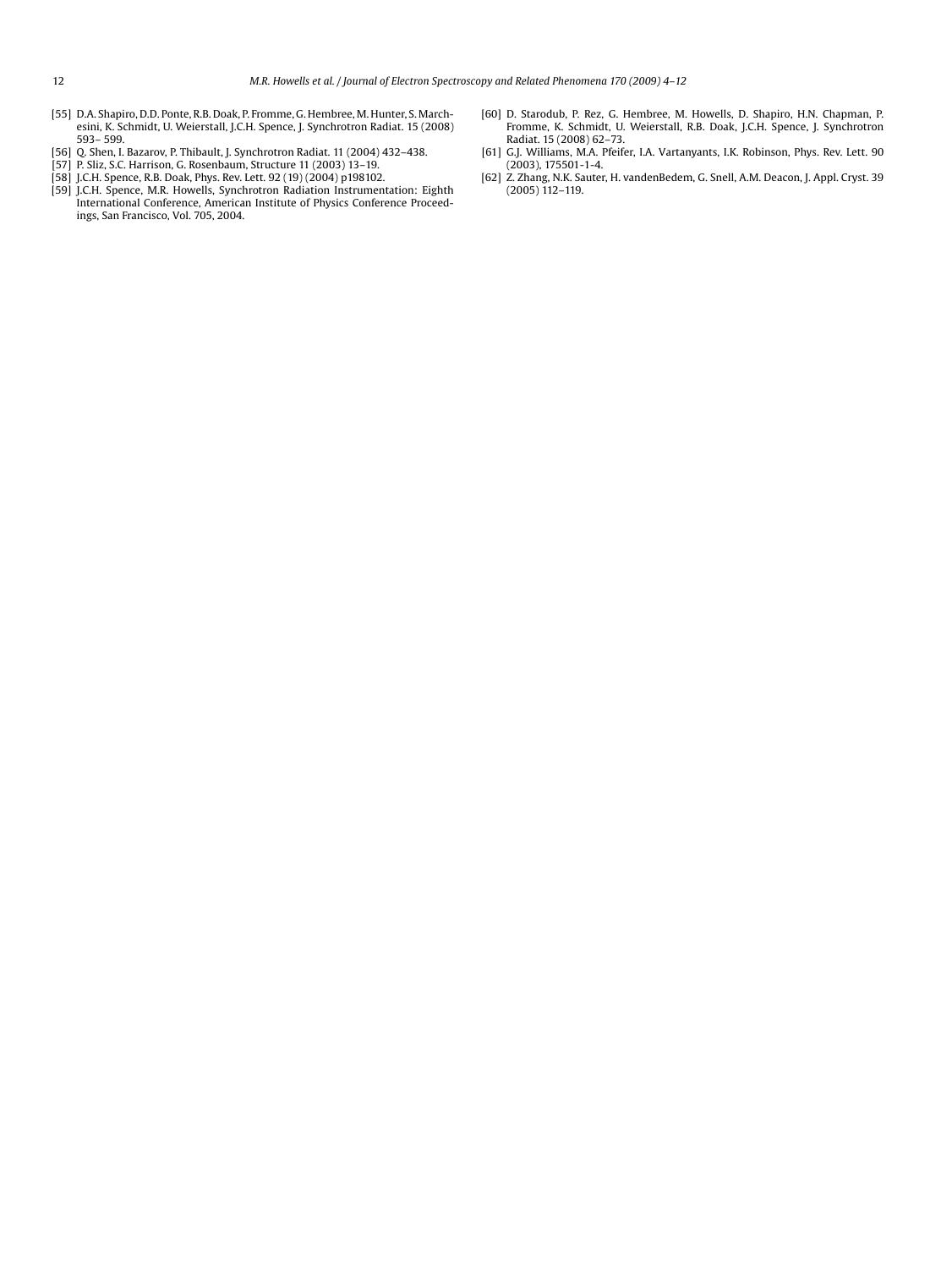[55] D.A. Shapiro, D.D. Ponte, R.B. Doak, P. Fromme, G. Hembree, M. Hunter, S. Marchesini, K. Schmidt, U. Weierstall, J.C.H. Spence, J. Synchrotron Radiat. 15 (2008) 593– 599.

[56] Q. Shen, I. Bazarov, P. Thibault, J. Synchrotron Radiat. 11 (2004) 432–438.

[57] P. Sliz, S.C. Harrison, G. Rosenbaum, Structure 11 (2003) 13–19.

[58] J.C.H. Spence, R.B. Doak, Phys. Rev. Lett. 92 (19) (2004) p198102.

[59] J.C.H. Spence, M.R. Howells, Synchrotron Radiation Instrumentation: Eighth International Conference, American Institute of Physics Conference Proceedings, San Francisco, Vol. 705, 2004.

[60] D. Starodub, P. Rez, G. Hembree, M. Howells, D. Shapiro, H.N. Chapman, P. Fromme, K. Schmidt, U. Weierstall, R.B. Doak, J.C.H. Spence, J. Synchrotron Radiat. 15 (2008) 62–73.

[61] G.J. Williams, M.A. Pfeifer, I.A. Vartanyants, I.K. Robinson, Phys. Rev. Lett. 90 (2003), 175501-1-4.

[62] Z. Zhang, N.K. Sauter, H. vandenBedem, G. Snell, A.M. Deacon, J. Appl. Cryst. 39 (2005) 112–119.